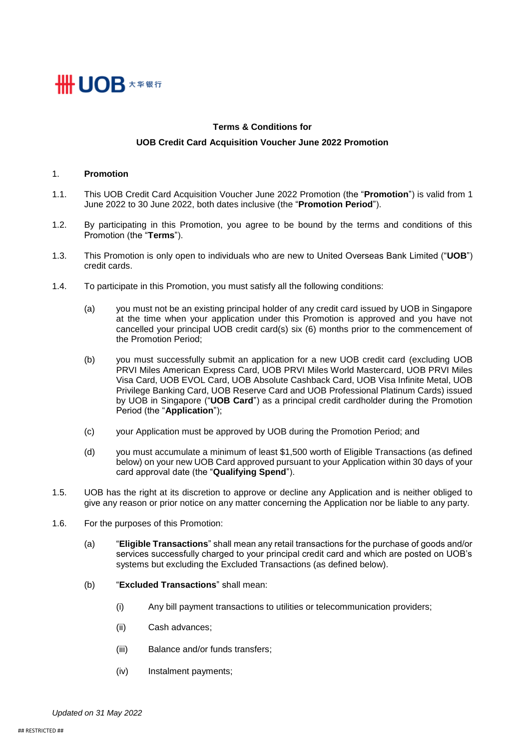UOB 大华银行

**Terms & Conditions for**

**UOB Credit Card Acquisition Voucher June 2022 Promotion**

1. **Promotion**

1.1. This UOB Credit Card Acquisition Voucher June 2022 Promotion (the "**Promotion**") is valid from 1 June 2022 to 30 June 2022, both dates inclusive (the "**Promotion Period**").

1.2. By participating in this Promotion, you agree to be bound by the terms and conditions of this Promotion (the "**Terms**").

1.3. This Promotion is only open to individuals who are new to United Overseas Bank Limited ("**UOB**") credit cards.

1.4. To participate in this Promotion, you must satisfy all the following conditions:

(a) you must not be an existing principal holder of any credit card issued by UOB in Singapore at the time when your application under this Promotion is approved and you have not cancelled your principal UOB credit card(s) six (6) months prior to the commencement of the Promotion Period;

(b) you must successfully submit an application for a new UOB credit card (excluding UOB PRVI Miles American Express Card, UOB PRVI Miles World Mastercard, UOB PRVI Miles Visa Card, UOB EVOL Card, UOB Absolute Cashback Card, UOB Visa Infinite Metal, UOB Privilege Banking Card, UOB Reserve Card and UOB Professional Platinum Cards) issued by UOB in Singapore ("**UOB Card**") as a principal credit cardholder during the Promotion Period (the "**Application**");

(c) your Application must be approved by UOB during the Promotion Period; and

(d) you must accumulate a minimum of least $1,500 worth of Eligible Transactions (as defined below) on your new UOB Card approved pursuant to your Application within 30 days of your card approval date (the "**Qualifying Spend**").

1.5. UOB has the right at its discretion to approve or decline any Application and is neither obliged to give any reason or prior notice on any matter concerning the Application nor be liable to any party.

1.6. For the purposes of this Promotion:

(a) "**Eligible Transactions**" shall mean any retail transactions for the purchase of goods and/or services successfully charged to your principal credit card and which are posted on UOB's systems but excluding the Excluded Transactions (as defined below).

(b) "**Excluded Transactions**" shall mean:

(i) Any bill payment transactions to utilities or telecommunication providers;

(ii) Cash advances;

(iii) Balance and/or funds transfers;

(iv) Instalment payments;

*Updated on 31 May 2022*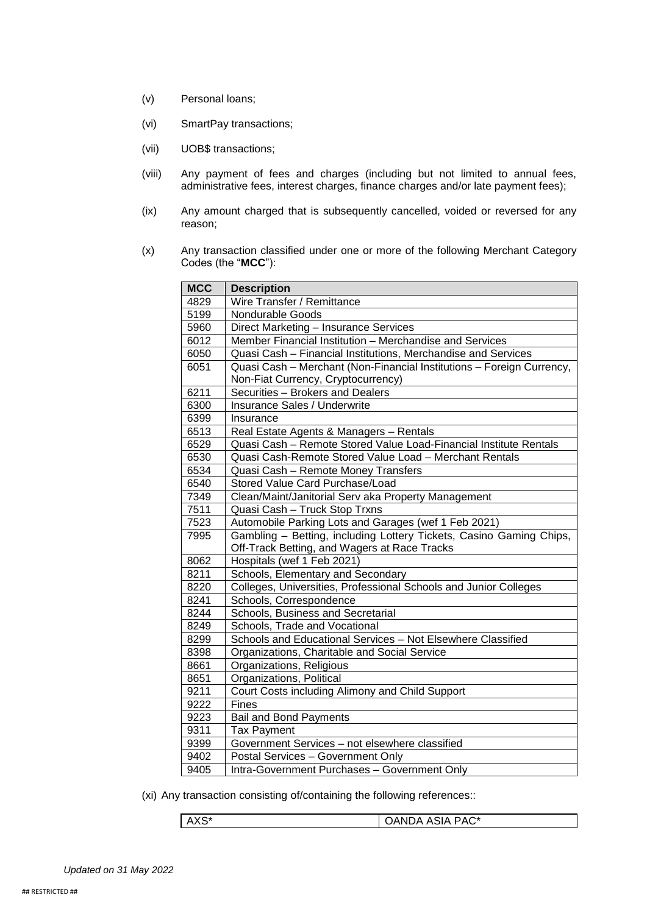(v) Personal loans;

(vi) SmartPay transactions;

(vii) UOB$ transactions;

(viii) Any payment of fees and charges (including but not limited to annual fees, administrative fees, interest charges, finance charges and/or late payment fees);

(ix) Any amount charged that is subsequently cancelled, voided or reversed for any reason;

(x) Any transaction classified under one or more of the following Merchant Category Codes (the "**MCC**"):

| MCC | Description |
|---|---|
| 4829 | Wire Transfer / Remittance |
| 5199 | Nondurable Goods |
| 5960 | Direct Marketing – Insurance Services |
| 6012 | Member Financial Institution – Merchandise and Services |
| 6050 | Quasi Cash – Financial Institutions, Merchandise and Services |
| 6051 | Quasi Cash – Merchant (Non-Financial Institutions – Foreign Currency, Non-Fiat Currency, Cryptocurrency) |
| 6211 | Securities – Brokers and Dealers |
| 6300 | Insurance Sales / Underwrite |
| 6399 | Insurance |
| 6513 | Real Estate Agents & Managers – Rentals |
| 6529 | Quasi Cash – Remote Stored Value Load-Financial Institute Rentals |
| 6530 | Quasi Cash-Remote Stored Value Load – Merchant Rentals |
| 6534 | Quasi Cash – Remote Money Transfers |
| 6540 | Stored Value Card Purchase/Load |
| 7349 | Clean/Maint/Janitorial Serv aka Property Management |
| 7511 | Quasi Cash – Truck Stop Trxns |
| 7523 | Automobile Parking Lots and Garages (wef 1 Feb 2021) |
| 7995 | Gambling – Betting, including Lottery Tickets, Casino Gaming Chips, Off-Track Betting, and Wagers at Race Tracks |
| 8062 | Hospitals (wef 1 Feb 2021) |
| 8211 | Schools, Elementary and Secondary |
| 8220 | Colleges, Universities, Professional Schools and Junior Colleges |
| 8241 | Schools, Correspondence |
| 8244 | Schools, Business and Secretarial |
| 8249 | Schools, Trade and Vocational |
| 8299 | Schools and Educational Services – Not Elsewhere Classified |
| 8398 | Organizations, Charitable and Social Service |
| 8661 | Organizations, Religious |
| 8651 | Organizations, Political |
| 9211 | Court Costs including Alimony and Child Support |
| 9222 | Fines |
| 9223 | Bail and Bond Payments |
| 9311 | Tax Payment |
| 9399 | Government Services – not elsewhere classified |
| 9402 | Postal Services – Government Only |
| 9405 | Intra-Government Purchases – Government Only |

(xi) Any transaction consisting of/containing the following references::

| AXS* | OANDA ASIA PAC* |
|---|---|

*Updated on 31 May 2022*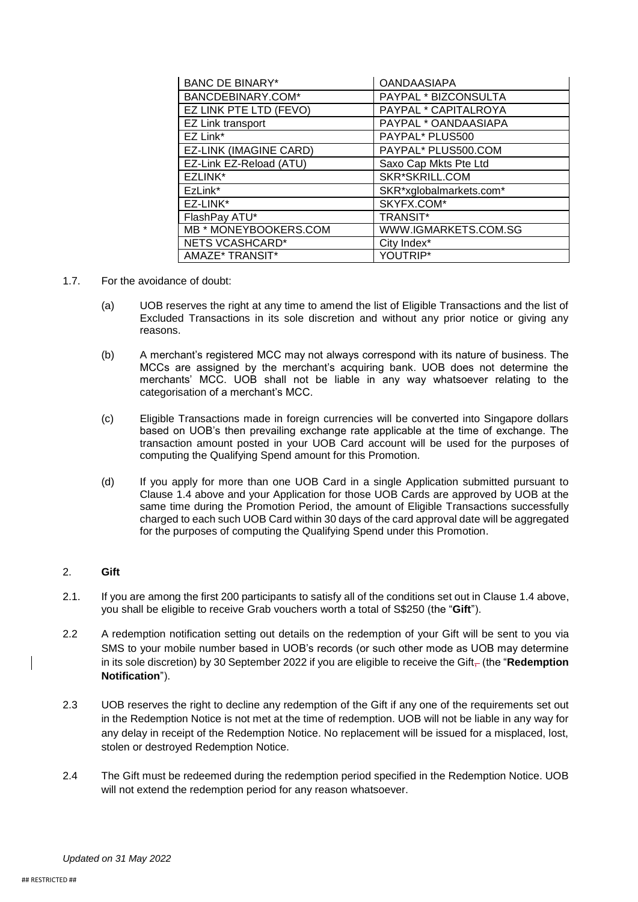| BANC DE BINARY* | OANDAASIAPA |
|---|---|
| BANCDEBINARY.COM* | PAYPAL * BIZCONSULTA |
| EZ LINK PTE LTD (FEVO) | PAYPAL * CAPITALROYA |
| EZ Link transport | PAYPAL * OANDAASIAPA |
| EZ Link* | PAYPAL* PLUS500 |
| EZ-LINK (IMAGINE CARD) | PAYPAL* PLUS500.COM |
| EZ-Link EZ-Reload (ATU) | Saxo Cap Mkts Pte Ltd |
| EZLINK* | SKR*SKRILL.COM |
| EzLink* | SKR*xglobalmarkets.com* |
| EZ-LINK* | SKYFX.COM* |
| FlashPay ATU* | TRANSIT* |
| MB * MONEYBOOKERS.COM | WWW.IGMARKETS.COM.SG |
| NETS VCASHCARD* | City Index* |
| AMAZE* TRANSIT* | YOUTRIP* |

1.7. For the avoidance of doubt:

(a) UOB reserves the right at any time to amend the list of Eligible Transactions and the list of Excluded Transactions in its sole discretion and without any prior notice or giving any reasons.

(b) A merchant's registered MCC may not always correspond with its nature of business. The MCCs are assigned by the merchant's acquiring bank. UOB does not determine the merchants' MCC. UOB shall not be liable in any way whatsoever relating to the categorisation of a merchant's MCC.

(c) Eligible Transactions made in foreign currencies will be converted into Singapore dollars based on UOB's then prevailing exchange rate applicable at the time of exchange. The transaction amount posted in your UOB Card account will be used for the purposes of computing the Qualifying Spend amount for this Promotion.

(d) If you apply for more than one UOB Card in a single Application submitted pursuant to Clause 1.4 above and your Application for those UOB Cards are approved by UOB at the same time during the Promotion Period, the amount of Eligible Transactions successfully charged to each such UOB Card within 30 days of the card approval date will be aggregated for the purposes of computing the Qualifying Spend under this Promotion.

2. **Gift**

2.1. If you are among the first 200 participants to satisfy all of the conditions set out in Clause 1.4 above, you shall be eligible to receive Grab vouchers worth a total of S$250 (the "**Gift**").

2.2 A redemption notification setting out details on the redemption of your Gift will be sent to you via SMS to your mobile number based in UOB's records (or such other mode as UOB may determine in its sole discretion) by 30 September 2022 if you are eligible to receive the Gift, (the "**Redemption Notification**").

2.3 UOB reserves the right to decline any redemption of the Gift if any one of the requirements set out in the Redemption Notice is not met at the time of redemption. UOB will not be liable in any way for any delay in receipt of the Redemption Notice. No replacement will be issued for a misplaced, lost, stolen or destroyed Redemption Notice.

2.4 The Gift must be redeemed during the redemption period specified in the Redemption Notice. UOB will not extend the redemption period for any reason whatsoever.

*Updated on 31 May 2022*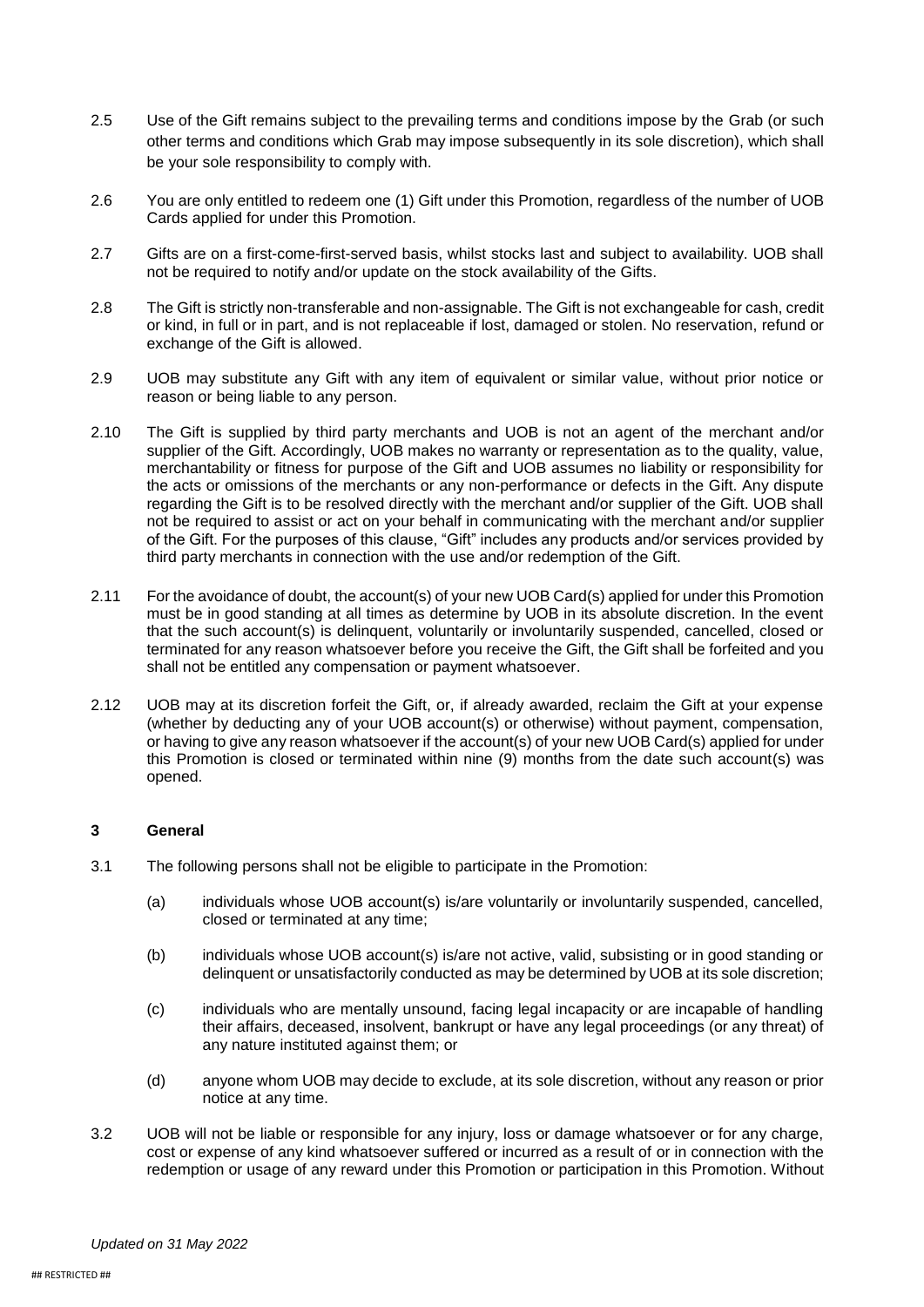2.5 Use of the Gift remains subject to the prevailing terms and conditions impose by the Grab (or such other terms and conditions which Grab may impose subsequently in its sole discretion), which shall be your sole responsibility to comply with.

2.6 You are only entitled to redeem one (1) Gift under this Promotion, regardless of the number of UOB Cards applied for under this Promotion.

2.7 Gifts are on a first-come-first-served basis, whilst stocks last and subject to availability. UOB shall not be required to notify and/or update on the stock availability of the Gifts.

2.8 The Gift is strictly non-transferable and non-assignable. The Gift is not exchangeable for cash, credit or kind, in full or in part, and is not replaceable if lost, damaged or stolen. No reservation, refund or exchange of the Gift is allowed.

2.9 UOB may substitute any Gift with any item of equivalent or similar value, without prior notice or reason or being liable to any person.

2.10 The Gift is supplied by third party merchants and UOB is not an agent of the merchant and/or supplier of the Gift. Accordingly, UOB makes no warranty or representation as to the quality, value, merchantability or fitness for purpose of the Gift and UOB assumes no liability or responsibility for the acts or omissions of the merchants or any non-performance or defects in the Gift. Any dispute regarding the Gift is to be resolved directly with the merchant and/or supplier of the Gift. UOB shall not be required to assist or act on your behalf in communicating with the merchant and/or supplier of the Gift. For the purposes of this clause, "Gift" includes any products and/or services provided by third party merchants in connection with the use and/or redemption of the Gift.

2.11 For the avoidance of doubt, the account(s) of your new UOB Card(s) applied for under this Promotion must be in good standing at all times as determine by UOB in its absolute discretion. In the event that the such account(s) is delinquent, voluntarily or involuntarily suspended, cancelled, closed or terminated for any reason whatsoever before you receive the Gift, the Gift shall be forfeited and you shall not be entitled any compensation or payment whatsoever.

2.12 UOB may at its discretion forfeit the Gift, or, if already awarded, reclaim the Gift at your expense (whether by deducting any of your UOB account(s) or otherwise) without payment, compensation, or having to give any reason whatsoever if the account(s) of your new UOB Card(s) applied for under this Promotion is closed or terminated within nine (9) months from the date such account(s) was opened.

**3 General**

3.1 The following persons shall not be eligible to participate in the Promotion:

(a) individuals whose UOB account(s) is/are voluntarily or involuntarily suspended, cancelled, closed or terminated at any time;

(b) individuals whose UOB account(s) is/are not active, valid, subsisting or in good standing or delinquent or unsatisfactorily conducted as may be determined by UOB at its sole discretion;

(c) individuals who are mentally unsound, facing legal incapacity or are incapable of handling their affairs, deceased, insolvent, bankrupt or have any legal proceedings (or any threat) of any nature instituted against them; or

(d) anyone whom UOB may decide to exclude, at its sole discretion, without any reason or prior notice at any time.

3.2 UOB will not be liable or responsible for any injury, loss or damage whatsoever or for any charge, cost or expense of any kind whatsoever suffered or incurred as a result of or in connection with the redemption or usage of any reward under this Promotion or participation in this Promotion. Without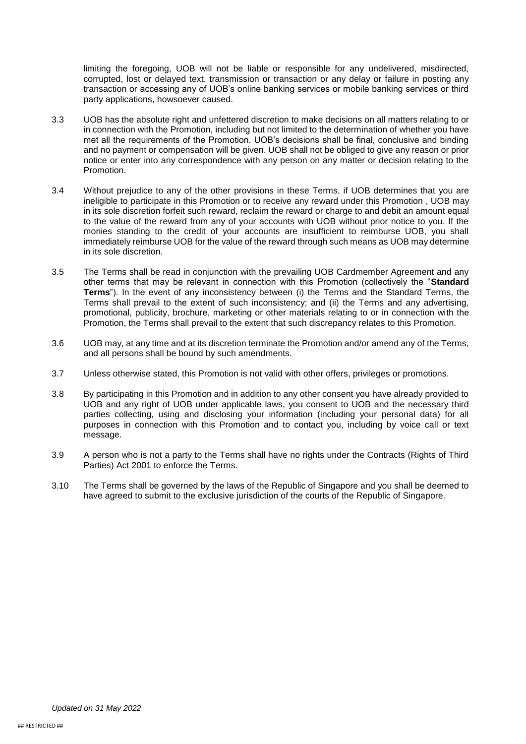limiting the foregoing, UOB will not be liable or responsible for any undelivered, misdirected, corrupted, lost or delayed text, transmission or transaction or any delay or failure in posting any transaction or accessing any of UOB's online banking services or mobile banking services or third party applications, howsoever caused.

3.3 UOB has the absolute right and unfettered discretion to make decisions on all matters relating to or in connection with the Promotion, including but not limited to the determination of whether you have met all the requirements of the Promotion. UOB's decisions shall be final, conclusive and binding and no payment or compensation will be given. UOB shall not be obliged to give any reason or prior notice or enter into any correspondence with any person on any matter or decision relating to the Promotion.

3.4 Without prejudice to any of the other provisions in these Terms, if UOB determines that you are ineligible to participate in this Promotion or to receive any reward under this Promotion , UOB may in its sole discretion forfeit such reward, reclaim the reward or charge to and debit an amount equal to the value of the reward from any of your accounts with UOB without prior notice to you. If the monies standing to the credit of your accounts are insufficient to reimburse UOB, you shall immediately reimburse UOB for the value of the reward through such means as UOB may determine in its sole discretion.

3.5 The Terms shall be read in conjunction with the prevailing UOB Cardmember Agreement and any other terms that may be relevant in connection with this Promotion (collectively the "**Standard Terms**"). In the event of any inconsistency between (i) the Terms and the Standard Terms, the Terms shall prevail to the extent of such inconsistency; and (ii) the Terms and any advertising, promotional, publicity, brochure, marketing or other materials relating to or in connection with the Promotion, the Terms shall prevail to the extent that such discrepancy relates to this Promotion.

3.6 UOB may, at any time and at its discretion terminate the Promotion and/or amend any of the Terms, and all persons shall be bound by such amendments.

3.7 Unless otherwise stated, this Promotion is not valid with other offers, privileges or promotions.

3.8 By participating in this Promotion and in addition to any other consent you have already provided to UOB and any right of UOB under applicable laws, you consent to UOB and the necessary third parties collecting, using and disclosing your information (including your personal data) for all purposes in connection with this Promotion and to contact you, including by voice call or text message.

3.9 A person who is not a party to the Terms shall have no rights under the Contracts (Rights of Third Parties) Act 2001 to enforce the Terms.

3.10 The Terms shall be governed by the laws of the Republic of Singapore and you shall be deemed to have agreed to submit to the exclusive jurisdiction of the courts of the Republic of Singapore.

*Updated on 31 May 2022*